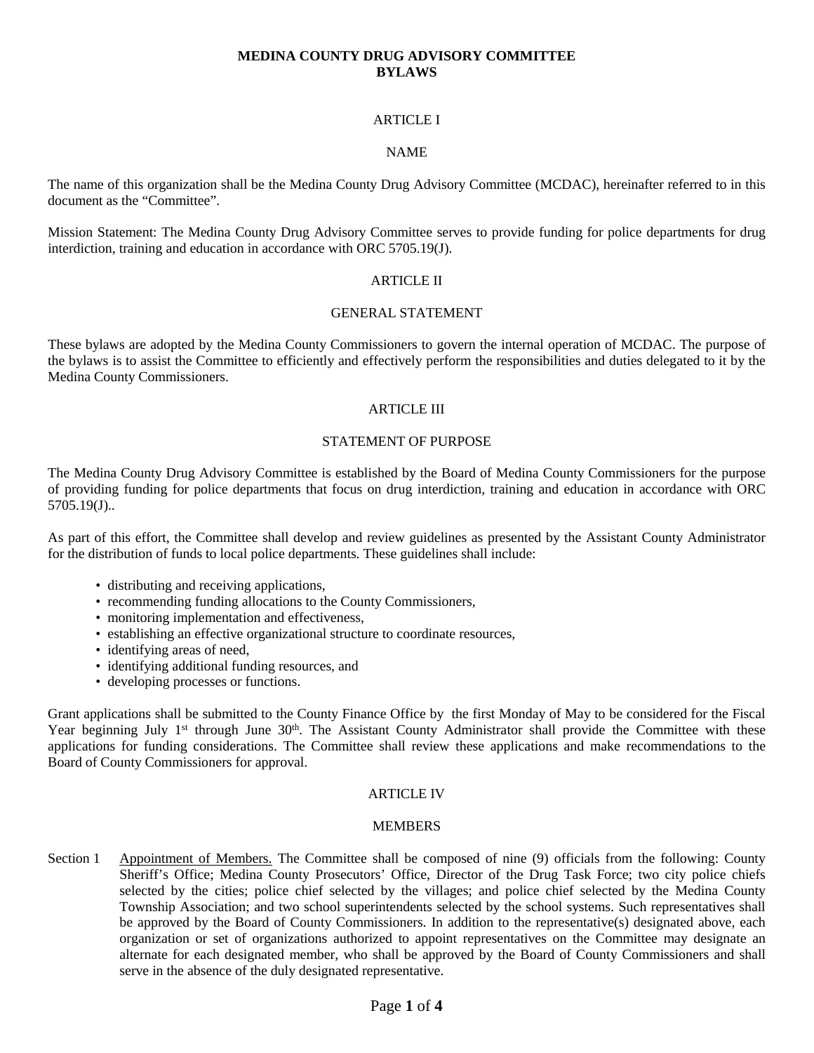# MEDINA COUNTY DRUG ADVISORY COMMITTEE
# BYLAWS

## ARTICLE I

## NAME

The name of this organization shall be the Medina County Drug Advisory Committee (MCDAC), hereinafter referred to in this document as the "Committee".

Mission Statement: The Medina County Drug Advisory Committee serves to provide funding for police departments for drug interdiction, training and education in accordance with ORC 5705.19(J).

## ARTICLE II

## GENERAL STATEMENT

These bylaws are adopted by the Medina County Commissioners to govern the internal operation of MCDAC. The purpose of the bylaws is to assist the Committee to efficiently and effectively perform the responsibilities and duties delegated to it by the Medina County Commissioners.

## ARTICLE III

## STATEMENT OF PURPOSE

The Medina County Drug Advisory Committee is established by the Board of Medina County Commissioners for the purpose of providing funding for police departments that focus on drug interdiction, training and education in accordance with ORC 5705.19(J)..

As part of this effort, the Committee shall develop and review guidelines as presented by the Assistant County Administrator for the distribution of funds to local police departments. These guidelines shall include:

- distributing and receiving applications,
- recommending funding allocations to the County Commissioners,
- monitoring implementation and effectiveness,
- establishing an effective organizational structure to coordinate resources,
- identifying areas of need,
- identifying additional funding resources, and
- developing processes or functions.

Grant applications shall be submitted to the County Finance Office by the first Monday of May to be considered for the Fiscal Year beginning July 1st through June 30th. The Assistant County Administrator shall provide the Committee with these applications for funding considerations. The Committee shall review these applications and make recommendations to the Board of County Commissioners for approval.

## ARTICLE IV

## MEMBERS

Section 1 Appointment of Members. The Committee shall be composed of nine (9) officials from the following: County Sheriff's Office; Medina County Prosecutors' Office, Director of the Drug Task Force; two city police chiefs selected by the cities; police chief selected by the villages; and police chief selected by the Medina County Township Association; and two school superintendents selected by the school systems. Such representatives shall be approved by the Board of County Commissioners. In addition to the representative(s) designated above, each organization or set of organizations authorized to appoint representatives on the Committee may designate an alternate for each designated member, who shall be approved by the Board of County Commissioners and shall serve in the absence of the duly designated representative.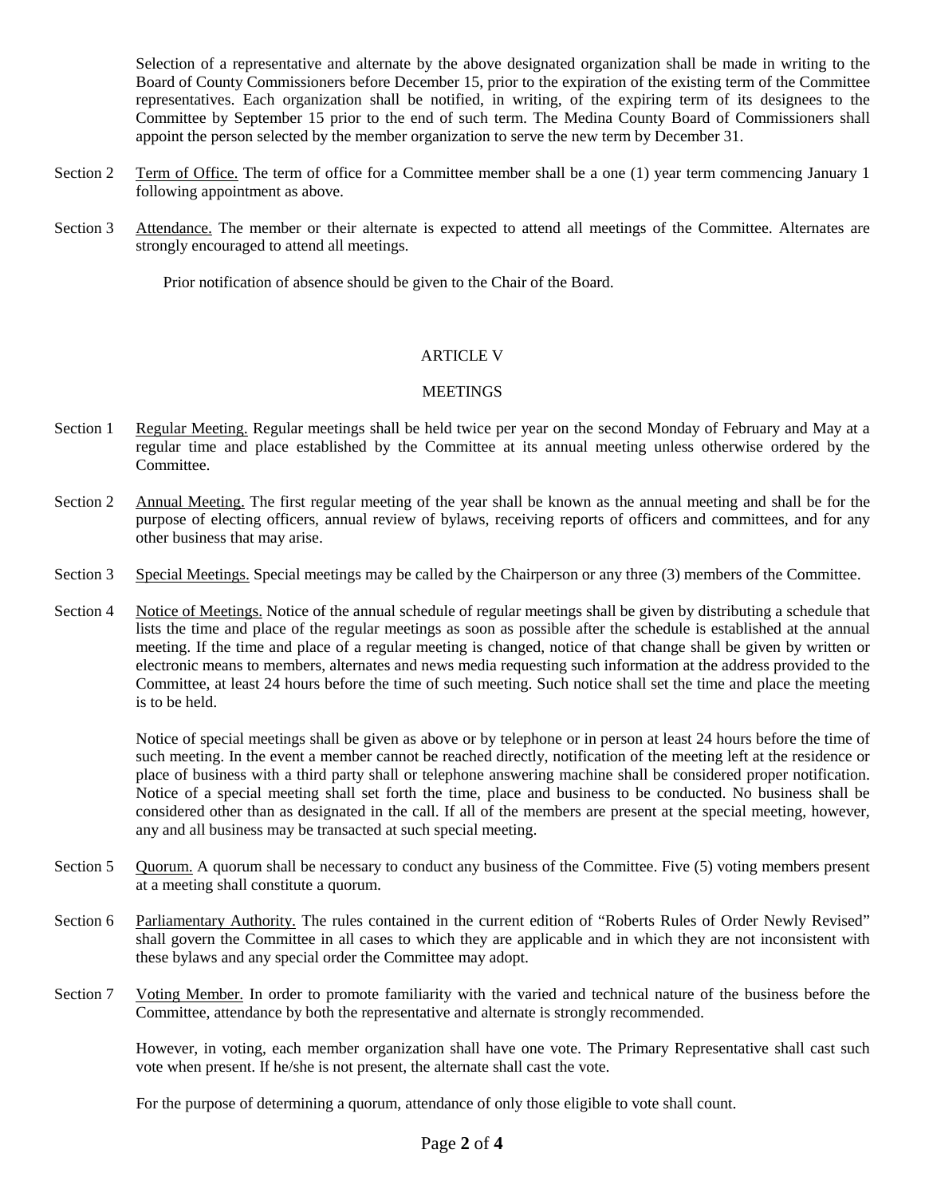Selection of a representative and alternate by the above designated organization shall be made in writing to the Board of County Commissioners before December 15, prior to the expiration of the existing term of the Committee representatives. Each organization shall be notified, in writing, of the expiring term of its designees to the Committee by September 15 prior to the end of such term. The Medina County Board of Commissioners shall appoint the person selected by the member organization to serve the new term by December 31.

Section 2 Term of Office. The term of office for a Committee member shall be a one (1) year term commencing January 1 following appointment as above.

Section 3 Attendance. The member or their alternate is expected to attend all meetings of the Committee. Alternates are strongly encouraged to attend all meetings.

Prior notification of absence should be given to the Chair of the Board.

## ARTICLE V

## MEETINGS

Section 1 Regular Meeting. Regular meetings shall be held twice per year on the second Monday of February and May at a regular time and place established by the Committee at its annual meeting unless otherwise ordered by the Committee.

Section 2 Annual Meeting. The first regular meeting of the year shall be known as the annual meeting and shall be for the purpose of electing officers, annual review of bylaws, receiving reports of officers and committees, and for any other business that may arise.

Section 3 Special Meetings. Special meetings may be called by the Chairperson or any three (3) members of the Committee.

Section 4 Notice of Meetings. Notice of the annual schedule of regular meetings shall be given by distributing a schedule that lists the time and place of the regular meetings as soon as possible after the schedule is established at the annual meeting. If the time and place of a regular meeting is changed, notice of that change shall be given by written or electronic means to members, alternates and news media requesting such information at the address provided to the Committee, at least 24 hours before the time of such meeting. Such notice shall set the time and place the meeting is to be held.

Notice of special meetings shall be given as above or by telephone or in person at least 24 hours before the time of such meeting. In the event a member cannot be reached directly, notification of the meeting left at the residence or place of business with a third party shall or telephone answering machine shall be considered proper notification. Notice of a special meeting shall set forth the time, place and business to be conducted. No business shall be considered other than as designated in the call. If all of the members are present at the special meeting, however, any and all business may be transacted at such special meeting.

Section 5 Quorum. A quorum shall be necessary to conduct any business of the Committee. Five (5) voting members present at a meeting shall constitute a quorum.

Section 6 Parliamentary Authority. The rules contained in the current edition of "Roberts Rules of Order Newly Revised" shall govern the Committee in all cases to which they are applicable and in which they are not inconsistent with these bylaws and any special order the Committee may adopt.

Section 7 Voting Member. In order to promote familiarity with the varied and technical nature of the business before the Committee, attendance by both the representative and alternate is strongly recommended.

However, in voting, each member organization shall have one vote. The Primary Representative shall cast such vote when present. If he/she is not present, the alternate shall cast the vote.

For the purpose of determining a quorum, attendance of only those eligible to vote shall count.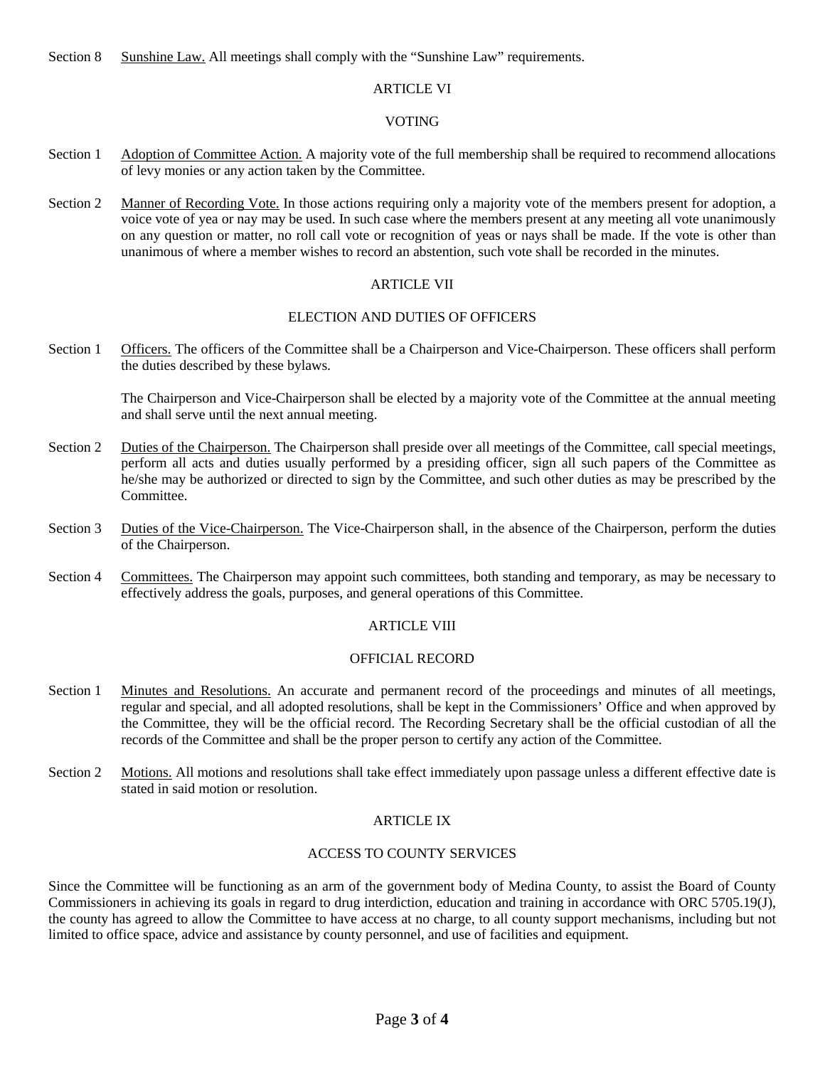Section 8 Sunshine Law. All meetings shall comply with the "Sunshine Law" requirements.

## ARTICLE VI

## VOTING

Section 1 Adoption of Committee Action. A majority vote of the full membership shall be required to recommend allocations of levy monies or any action taken by the Committee.

Section 2 Manner of Recording Vote. In those actions requiring only a majority vote of the members present for adoption, a voice vote of yea or nay may be used. In such case where the members present at any meeting all vote unanimously on any question or matter, no roll call vote or recognition of yeas or nays shall be made. If the vote is other than unanimous of where a member wishes to record an abstention, such vote shall be recorded in the minutes.

## ARTICLE VII

## ELECTION AND DUTIES OF OFFICERS

Section 1 Officers. The officers of the Committee shall be a Chairperson and Vice-Chairperson. These officers shall perform the duties described by these bylaws.

The Chairperson and Vice-Chairperson shall be elected by a majority vote of the Committee at the annual meeting and shall serve until the next annual meeting.

Section 2 Duties of the Chairperson. The Chairperson shall preside over all meetings of the Committee, call special meetings, perform all acts and duties usually performed by a presiding officer, sign all such papers of the Committee as he/she may be authorized or directed to sign by the Committee, and such other duties as may be prescribed by the Committee.

Section 3 Duties of the Vice-Chairperson. The Vice-Chairperson shall, in the absence of the Chairperson, perform the duties of the Chairperson.

Section 4 Committees. The Chairperson may appoint such committees, both standing and temporary, as may be necessary to effectively address the goals, purposes, and general operations of this Committee.

## ARTICLE VIII

## OFFICIAL RECORD

Section 1 Minutes and Resolutions. An accurate and permanent record of the proceedings and minutes of all meetings, regular and special, and all adopted resolutions, shall be kept in the Commissioners' Office and when approved by the Committee, they will be the official record. The Recording Secretary shall be the official custodian of all the records of the Committee and shall be the proper person to certify any action of the Committee.

Section 2 Motions. All motions and resolutions shall take effect immediately upon passage unless a different effective date is stated in said motion or resolution.

## ARTICLE IX

## ACCESS TO COUNTY SERVICES

Since the Committee will be functioning as an arm of the government body of Medina County, to assist the Board of County Commissioners in achieving its goals in regard to drug interdiction, education and training in accordance with ORC 5705.19(J), the county has agreed to allow the Committee to have access at no charge, to all county support mechanisms, including but not limited to office space, advice and assistance by county personnel, and use of facilities and equipment.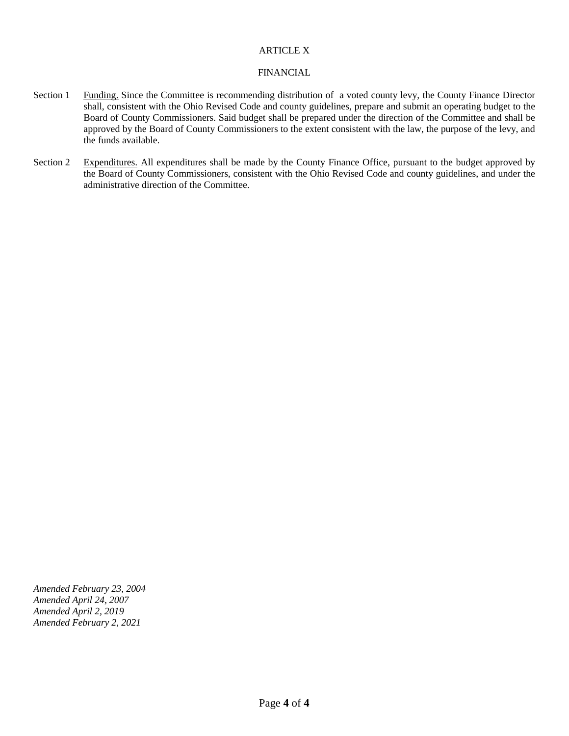## ARTICLE X

## FINANCIAL

Section 1 Funding. Since the Committee is recommending distribution of a voted county levy, the County Finance Director shall, consistent with the Ohio Revised Code and county guidelines, prepare and submit an operating budget to the Board of County Commissioners. Said budget shall be prepared under the direction of the Committee and shall be approved by the Board of County Commissioners to the extent consistent with the law, the purpose of the levy, and the funds available.

Section 2 Expenditures. All expenditures shall be made by the County Finance Office, pursuant to the budget approved by the Board of County Commissioners, consistent with the Ohio Revised Code and county guidelines, and under the administrative direction of the Committee.

*Amended February 23, 2004*
*Amended April 24, 2007*
*Amended April 2, 2019*
*Amended February 2, 2021*